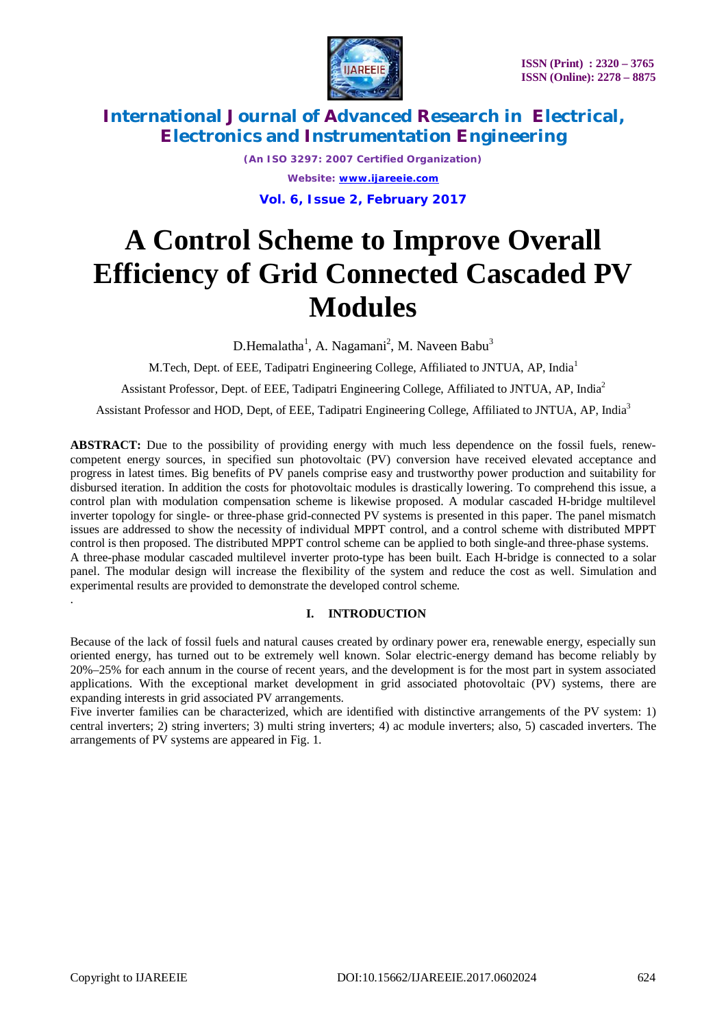# A Control Scheme to Improve Overall Efficiency of Grid Connected Cascaded PV Modules

D.Hemalatha[1], A. Nagamani[2], M. Naveen Babu[3]

M.Tech, Dept. of EEE, Tadipatri Engineering College, Affiliated to JNTUA, AP, India[1]

Assistant Professor, Dept. of EEE, Tadipatri Engineering College, Affiliated to JNTUA, AP, India[2]

Assistant Professor and HOD, Dept, of EEE, Tadipatri Engineering College, Affiliated to JNTUA, AP, India[3]

**ABSTRACT:** Due to the possibility of providing energy with much less dependence on the fossil fuels, renew-competent energy sources, in specified sun photovoltaic (PV) conversion have received elevated acceptance and progress in latest times. Big benefits of PV panels comprise easy and trustworthy power production and suitability for disbursed iteration. In addition the costs for photovoltaic modules is drastically lowering. To comprehend this issue, a control plan with modulation compensation scheme is likewise proposed. A modular cascaded H-bridge multilevel inverter topology for single- or three-phase grid-connected PV systems is presented in this paper. The panel mismatch issues are addressed to show the necessity of individual MPPT control, and a control scheme with distributed MPPT control is then proposed. The distributed MPPT control scheme can be applied to both single-and three-phase systems.
A three-phase modular cascaded multilevel inverter proto-type has been built. Each H-bridge is connected to a solar panel. The modular design will increase the flexibility of the system and reduce the cost as well. Simulation and experimental results are provided to demonstrate the developed control scheme.

## I. INTRODUCTION

Because of the lack of fossil fuels and natural causes created by ordinary power era, renewable energy, especially sun oriented energy, has turned out to be extremely well known. Solar electric-energy demand has become reliably by 20%–25% for each annum in the course of recent years, and the development is for the most part in system associated applications. With the exceptional market development in grid associated photovoltaic (PV) systems, there are expanding interests in grid associated PV arrangements.

Five inverter families can be characterized, which are identified with distinctive arrangements of the PV system: 1) central inverters; 2) string inverters; 3) multi string inverters; 4) ac module inverters; also, 5) cascaded inverters. The arrangements of PV systems are appeared in Fig. 1.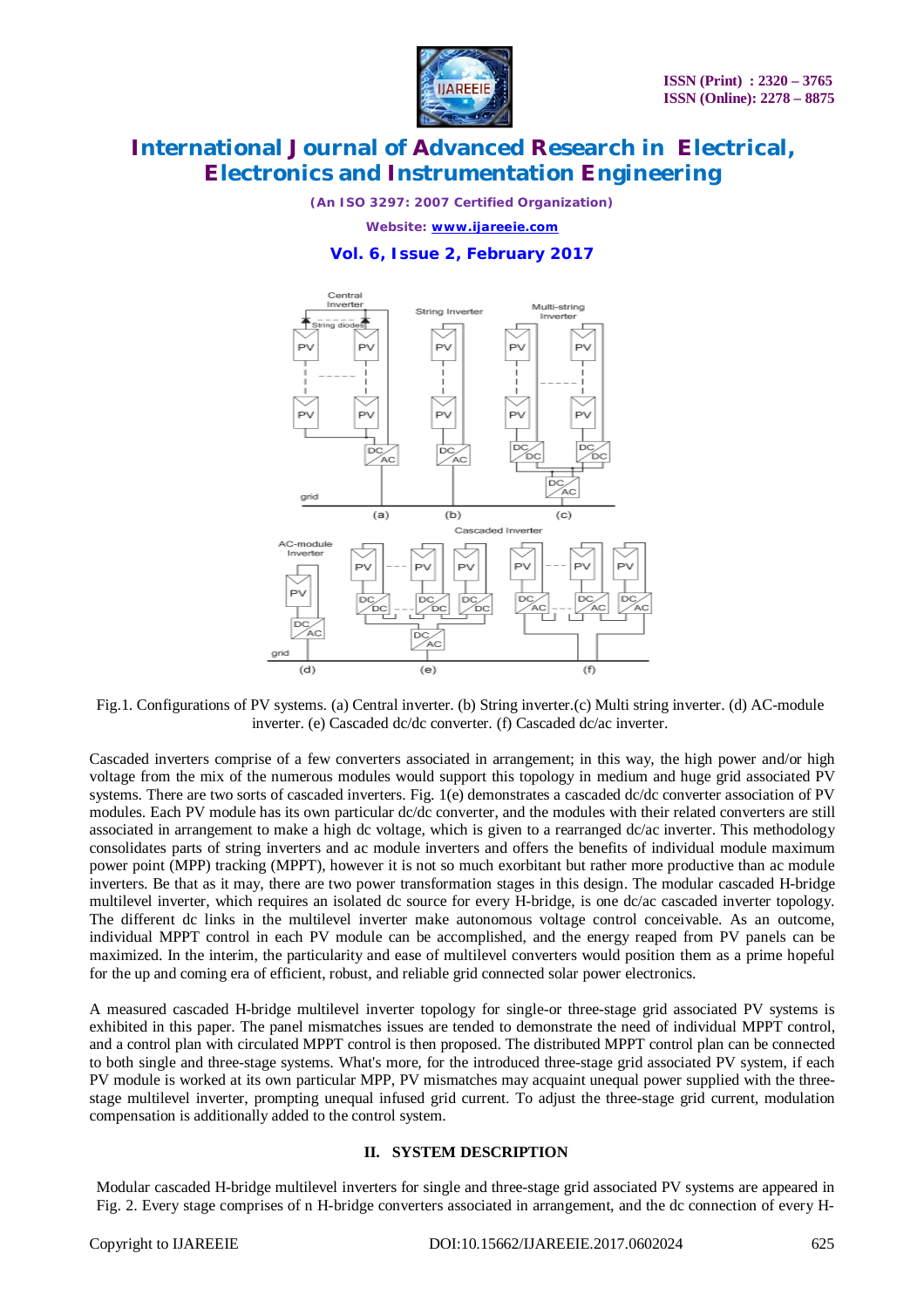Fig.1. Configurations of PV systems. (a) Central inverter. (b) String inverter.(c) Multi string inverter. (d) AC-module inverter. (e) Cascaded dc/dc converter. (f) Cascaded dc/ac inverter.

Cascaded inverters comprise of a few converters associated in arrangement; in this way, the high power and/or high voltage from the mix of the numerous modules would support this topology in medium and huge grid associated PV systems. There are two sorts of cascaded inverters. Fig. 1(e) demonstrates a cascaded dc/dc converter association of PV modules. Each PV module has its own particular dc/dc converter, and the modules with their related converters are still associated in arrangement to make a high dc voltage, which is given to a rearranged dc/ac inverter. This methodology consolidates parts of string inverters and ac module inverters and offers the benefits of individual module maximum power point (MPP) tracking (MPPT), however it is not so much exorbitant but rather more productive than ac module inverters. Be that as it may, there are two power transformation stages in this design. The modular cascaded H-bridge multilevel inverter, which requires an isolated dc source for every H-bridge, is one dc/ac cascaded inverter topology. The different dc links in the multilevel inverter make autonomous voltage control conceivable. As an outcome, individual MPPT control in each PV module can be accomplished, and the energy reaped from PV panels can be maximized. In the interim, the particularity and ease of multilevel converters would position them as a prime hopeful for the up and coming era of efficient, robust, and reliable grid connected solar power electronics.

A measured cascaded H-bridge multilevel inverter topology for single-or three-stage grid associated PV systems is exhibited in this paper. The panel mismatches issues are tended to demonstrate the need of individual MPPT control, and a control plan with circulated MPPT control is then proposed. The distributed MPPT control plan can be connected to both single and three-stage systems. What's more, for the introduced three-stage grid associated PV system, if each PV module is worked at its own particular MPP, PV mismatches may acquaint unequal power supplied with the three-stage multilevel inverter, prompting unequal infused grid current. To adjust the three-stage grid current, modulation compensation is additionally added to the control system.

## II. SYSTEM DESCRIPTION

Modular cascaded H-bridge multilevel inverters for single and three-stage grid associated PV systems are appeared in Fig. 2. Every stage comprises of n H-bridge converters associated in arrangement, and the dc connection of every H-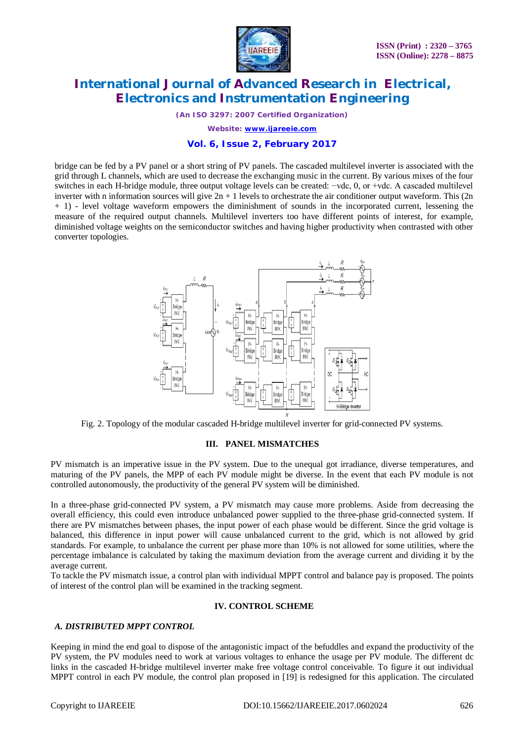bridge can be fed by a PV panel or a short string of PV panels. The cascaded multilevel inverter is associated with the grid through L channels, which are used to decrease the exchanging music in the current. By various mixes of the four switches in each H-bridge module, three output voltage levels can be created: −vdc, 0, or +vdc. A cascaded multilevel inverter with n information sources will give 2n + 1 levels to orchestrate the air conditioner output waveform. This (2n + 1) - level voltage waveform empowers the diminishment of sounds in the incorporated current, lessening the measure of the required output channels. Multilevel inverters too have different points of interest, for example, diminished voltage weights on the semiconductor switches and having higher productivity when contrasted with other converter topologies.

Fig. 2. Topology of the modular cascaded H-bridge multilevel inverter for grid-connected PV systems.

## III. PANEL MISMATCHES

PV mismatch is an imperative issue in the PV system. Due to the unequal got irradiance, diverse temperatures, and maturing of the PV panels, the MPP of each PV module might be diverse. In the event that each PV module is not controlled autonomously, the productivity of the general PV system will be diminished.

In a three-phase grid-connected PV system, a PV mismatch may cause more problems. Aside from decreasing the overall efficiency, this could even introduce unbalanced power supplied to the three-phase grid-connected system. If there are PV mismatches between phases, the input power of each phase would be different. Since the grid voltage is balanced, this difference in input power will cause unbalanced current to the grid, which is not allowed by grid standards. For example, to unbalance the current per phase more than 10% is not allowed for some utilities, where the percentage imbalance is calculated by taking the maximum deviation from the average current and dividing it by the average current.

To tackle the PV mismatch issue, a control plan with individual MPPT control and balance pay is proposed. The points of interest of the control plan will be examined in the tracking segment.

## IV. CONTROL SCHEME

### *A. DISTRIBUTED MPPT CONTROL*

Keeping in mind the end goal to dispose of the antagonistic impact of the befuddles and expand the productivity of the PV system, the PV modules need to work at various voltages to enhance the usage per PV module. The different dc links in the cascaded H-bridge multilevel inverter make free voltage control conceivable. To figure it out individual MPPT control in each PV module, the control plan proposed in [19] is redesigned for this application. The circulated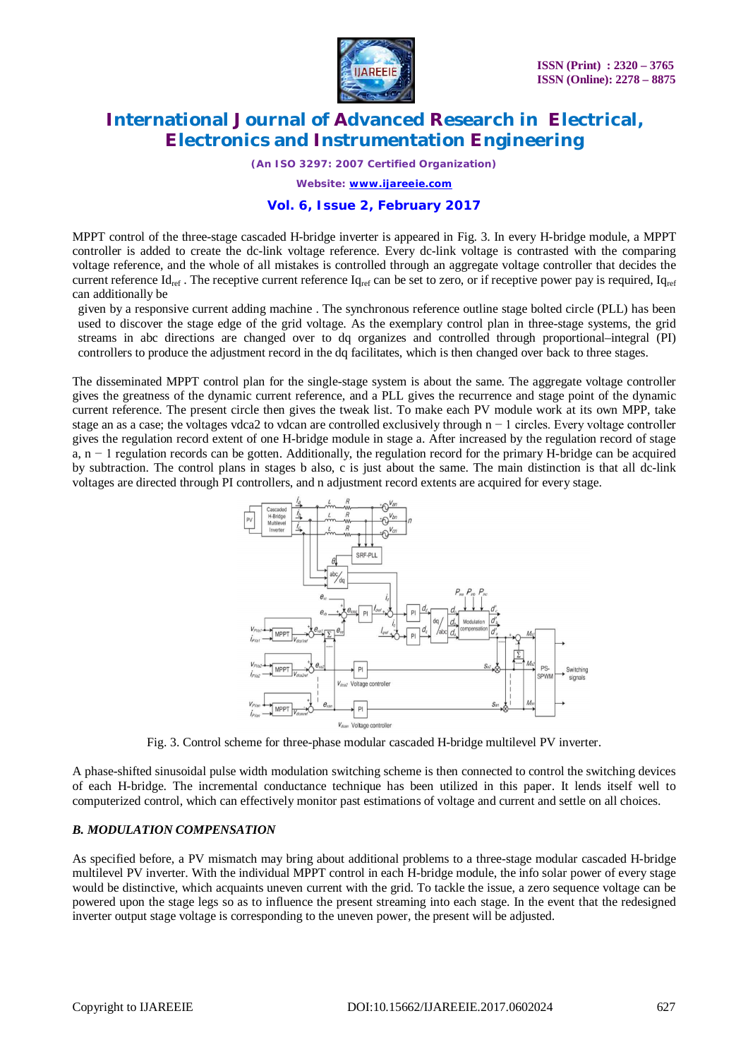MPPT control of the three-stage cascaded H-bridge inverter is appeared in Fig. 3. In every H-bridge module, a MPPT controller is added to create the dc-link voltage reference. Every dc-link voltage is contrasted with the comparing voltage reference, and the whole of all mistakes is controlled through an aggregate voltage controller that decides the current reference $Id_{ref}$ . The receptive current reference $Iq_{ref}$ can be set to zero, or if receptive power pay is required, $Iq_{ref}$ can additionally be

given by a responsive current adding machine . The synchronous reference outline stage bolted circle (PLL) has been used to discover the stage edge of the grid voltage. As the exemplary control plan in three-stage systems, the grid streams in abc directions are changed over to dq organizes and controlled through proportional–integral (PI) controllers to produce the adjustment record in the dq facilitates, which is then changed over back to three stages.

The disseminated MPPT control plan for the single-stage system is about the same. The aggregate voltage controller gives the greatness of the dynamic current reference, and a PLL gives the recurrence and stage point of the dynamic current reference. The present circle then gives the tweak list. To make each PV module work at its own MPP, take stage an as a case; the voltages vdca2 to vdcan are controlled exclusively through n − 1 circles. Every voltage controller gives the regulation record extent of one H-bridge module in stage a. After increased by the regulation record of stage a, n − 1 regulation records can be gotten. Additionally, the regulation record for the primary H-bridge can be acquired by subtraction. The control plans in stages b also, c is just about the same. The main distinction is that all dc-link voltages are directed through PI controllers, and n adjustment record extents are acquired for every stage.

Fig. 3. Control scheme for three-phase modular cascaded H-bridge multilevel PV inverter.

A phase-shifted sinusoidal pulse width modulation switching scheme is then connected to control the switching devices of each H-bridge. The incremental conductance technique has been utilized in this paper. It lends itself well to computerized control, which can effectively monitor past estimations of voltage and current and settle on all choices.

### *B. MODULATION COMPENSATION*

As specified before, a PV mismatch may bring about additional problems to a three-stage modular cascaded H-bridge multilevel PV inverter. With the individual MPPT control in each H-bridge module, the info solar power of every stage would be distinctive, which acquaints uneven current with the grid. To tackle the issue, a zero sequence voltage can be powered upon the stage legs so as to influence the present streaming into each stage. In the event that the redesigned inverter output stage voltage is corresponding to the uneven power, the present will be adjusted.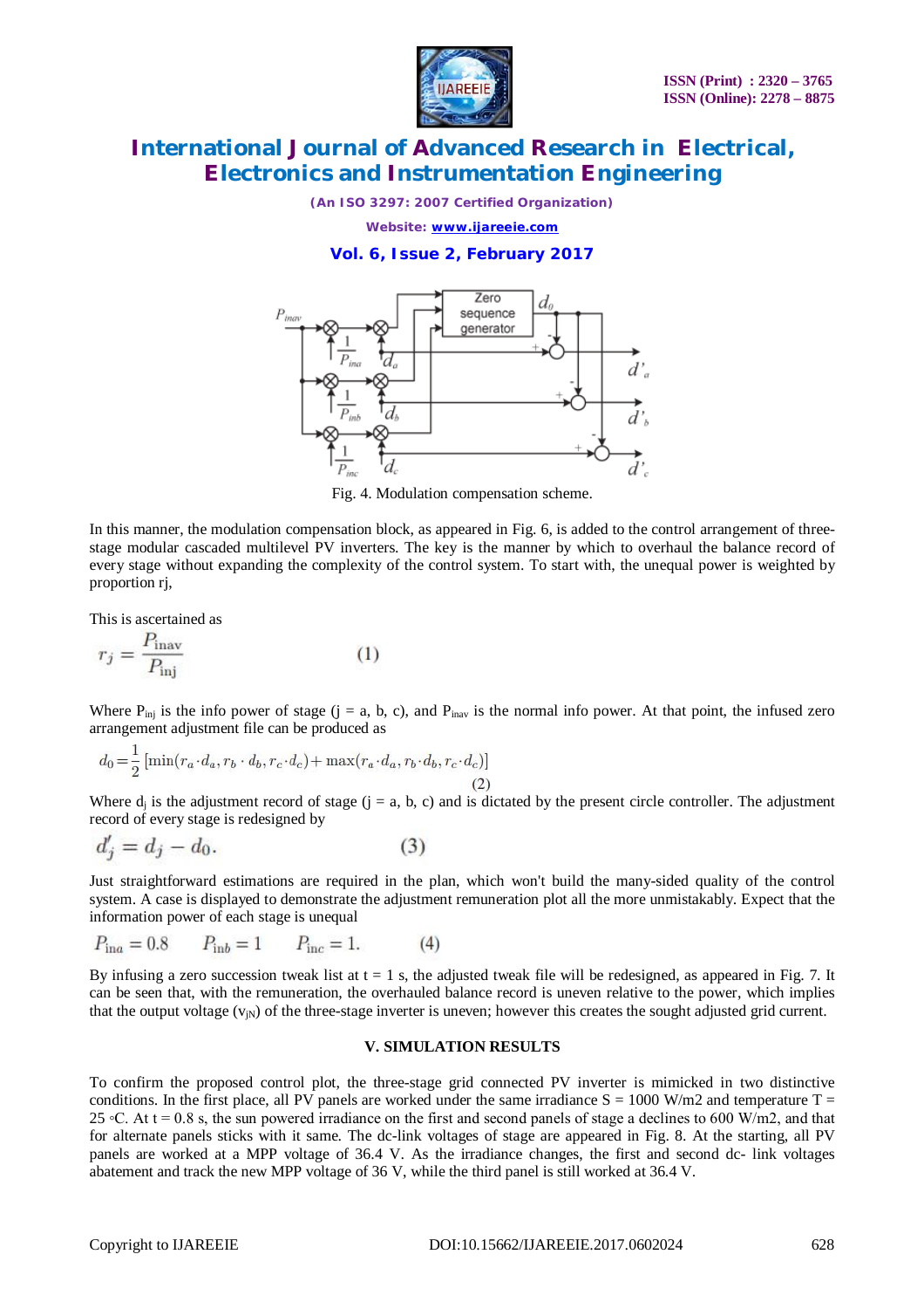Fig. 4. Modulation compensation scheme.

In this manner, the modulation compensation block, as appeared in Fig. 6, is added to the control arrangement of three-stage modular cascaded multilevel PV inverters. The key is the manner by which to overhaul the balance record of every stage without expanding the complexity of the control system. To start with, the unequal power is weighted by proportion rj,

This is ascertained as

$$r_j = \frac{P_{\text{inav}}}{P_{\text{inj}}} \quad (1)$$

Where $P_{inj}$ is the info power of stage (j = a, b, c), and $P_{inav}$ is the normal info power. At that point, the infused zero arrangement adjustment file can be produced as

$$d_0 = \frac{1}{2}\left[\min(r_a \cdot d_a, r_b \cdot d_b, r_c \cdot d_c) + \max(r_a \cdot d_a, r_b \cdot d_b, r_c \cdot d_c)\right] \quad (2)$$

Where $d_j$ is the adjustment record of stage (j = a, b, c) and is dictated by the present circle controller. The adjustment record of every stage is redesigned by

$$d_j' = d_j - d_0. \quad (3)$$

Just straightforward estimations are required in the plan, which won't build the many-sided quality of the control system. A case is displayed to demonstrate the adjustment remuneration plot all the more unmistakably. Expect that the information power of each stage is unequal

$$P_{\text{ina}} = 0.8 \qquad P_{\text{inb}} = 1 \qquad P_{\text{inc}} = 1. \quad (4)$$

By infusing a zero succession tweak list at t = 1 s, the adjusted tweak file will be redesigned, as appeared in Fig. 7. It can be seen that, with the remuneration, the overhauled balance record is uneven relative to the power, which implies that the output voltage ($v_{jN}$) of the three-stage inverter is uneven; however this creates the sought adjusted grid current.

## V. SIMULATION RESULTS

To confirm the proposed control plot, the three-stage grid connected PV inverter is mimicked in two distinctive conditions. In the first place, all PV panels are worked under the same irradiance S = 1000 W/m2 and temperature T = 25 ◦C. At t = 0.8 s, the sun powered irradiance on the first and second panels of stage a declines to 600 W/m2, and that for alternate panels sticks with it same. The dc-link voltages of stage are appeared in Fig. 8. At the starting, all PV panels are worked at a MPP voltage of 36.4 V. As the irradiance changes, the first and second dc- link voltages abatement and track the new MPP voltage of 36 V, while the third panel is still worked at 36.4 V.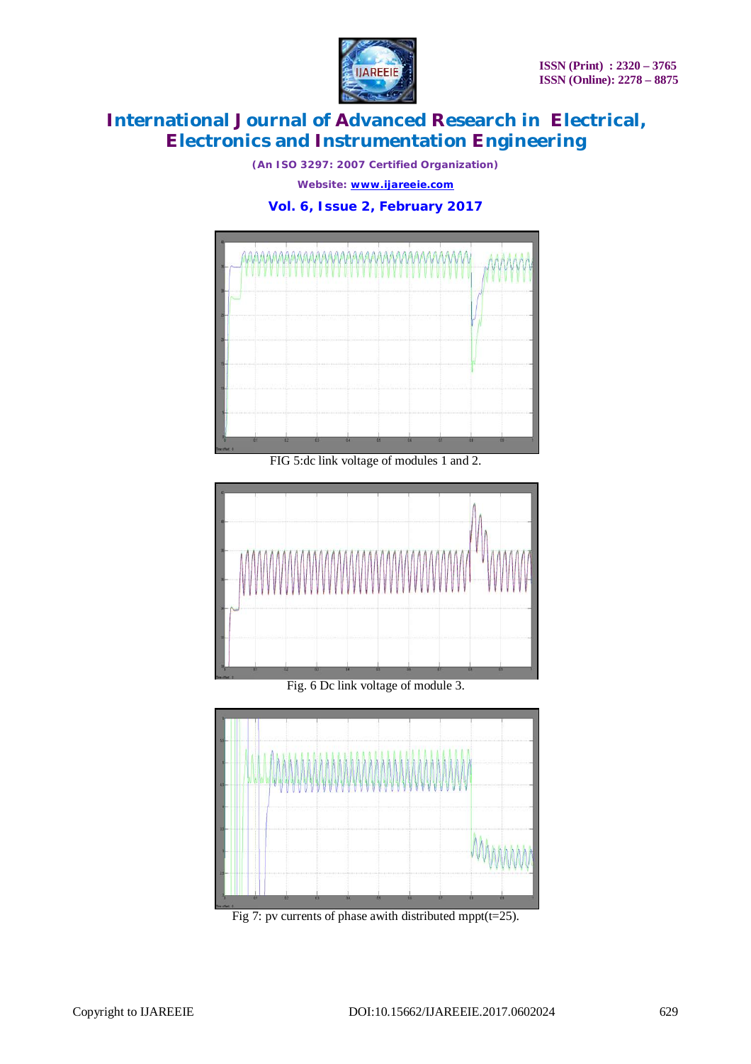FIG 5:dc link voltage of modules 1 and 2.

Fig. 6 Dc link voltage of module 3.

Fig 7: pv currents of phase awith distributed mppt(t=25).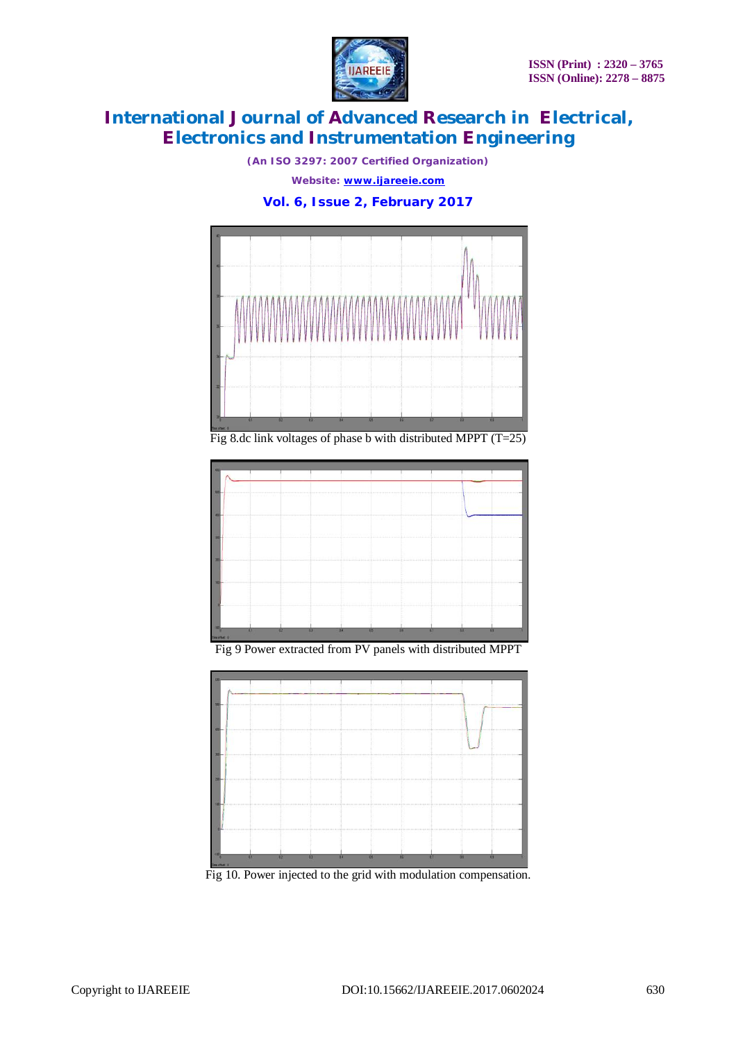Fig 8.dc link voltages of phase b with distributed MPPT (T=25)

Fig 9 Power extracted from PV panels with distributed MPPT

Fig 10. Power injected to the grid with modulation compensation.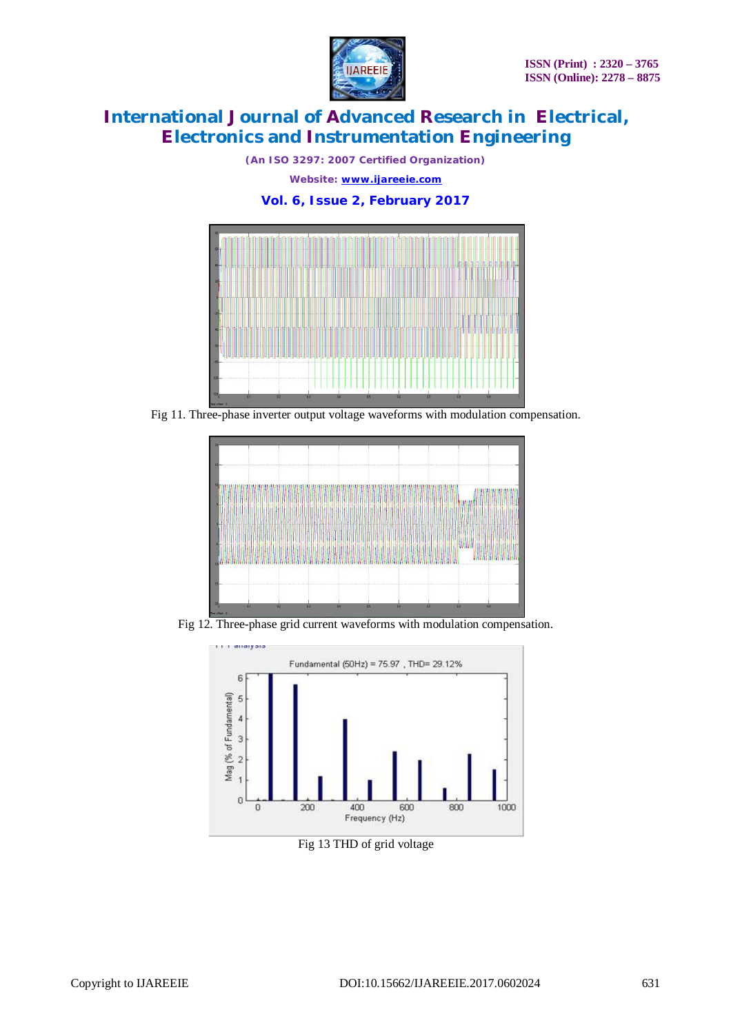Fig 11. Three-phase inverter output voltage waveforms with modulation compensation.

Fig 12. Three-phase grid current waveforms with modulation compensation.

Fig 13 THD of grid voltage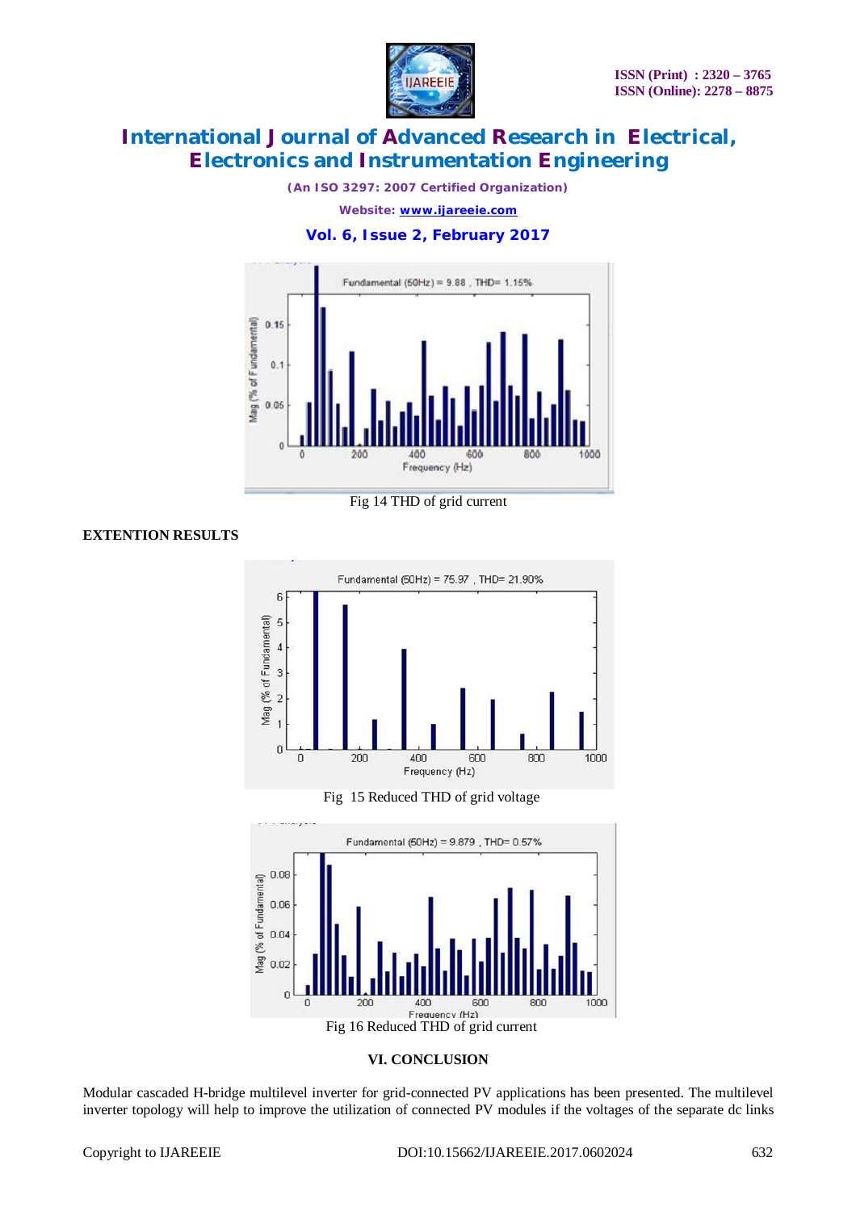Fig 14 THD of grid current

**EXTENTION RESULTS**

Fig 15 Reduced THD of grid voltage

Fig 16 Reduced THD of grid current

## VI. CONCLUSION

Modular cascaded H-bridge multilevel inverter for grid-connected PV applications has been presented. The multilevel inverter topology will help to improve the utilization of connected PV modules if the voltages of the separate dc links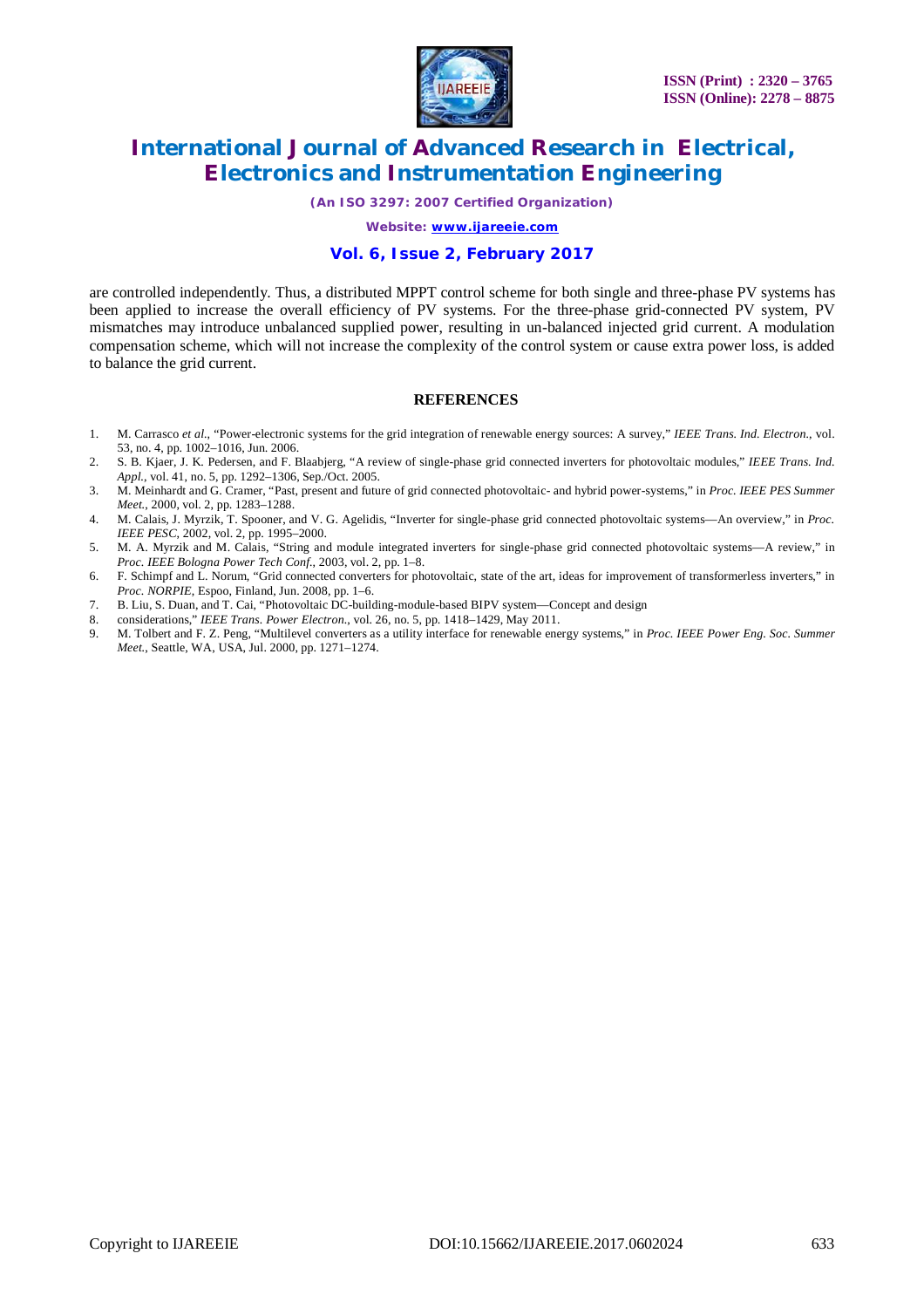are controlled independently. Thus, a distributed MPPT control scheme for both single and three-phase PV systems has been applied to increase the overall efficiency of PV systems. For the three-phase grid-connected PV system, PV mismatches may introduce unbalanced supplied power, resulting in un-balanced injected grid current. A modulation compensation scheme, which will not increase the complexity of the control system or cause extra power loss, is added to balance the grid current.

## REFERENCES

1. M. Carrasco *et al.*, "Power-electronic systems for the grid integration of renewable energy sources: A survey," *IEEE Trans. Ind. Electron.*, vol. 53, no. 4, pp. 1002–1016, Jun. 2006.
2. S. B. Kjaer, J. K. Pedersen, and F. Blaabjerg, "A review of single-phase grid connected inverters for photovoltaic modules," *IEEE Trans. Ind. Appl.*, vol. 41, no. 5, pp. 1292–1306, Sep./Oct. 2005.
3. M. Meinhardt and G. Cramer, "Past, present and future of grid connected photovoltaic- and hybrid power-systems," in *Proc. IEEE PES Summer Meet.*, 2000, vol. 2, pp. 1283–1288.
4. M. Calais, J. Myrzik, T. Spooner, and V. G. Agelidis, "Inverter for single-phase grid connected photovoltaic systems—An overview," in *Proc. IEEE PESC*, 2002, vol. 2, pp. 1995–2000.
5. M. A. Myrzik and M. Calais, "String and module integrated inverters for single-phase grid connected photovoltaic systems—A review," in *Proc. IEEE Bologna Power Tech Conf.*, 2003, vol. 2, pp. 1–8.
6. F. Schimpf and L. Norum, "Grid connected converters for photovoltaic, state of the art, ideas for improvement of transformerless inverters," in *Proc. NORPIE*, Espoo, Finland, Jun. 2008, pp. 1–6.
7. B. Liu, S. Duan, and T. Cai, "Photovoltaic DC-building-module-based BIPV system—Concept and design
8. considerations," *IEEE Trans. Power Electron.*, vol. 26, no. 5, pp. 1418–1429, May 2011.
9. M. Tolbert and F. Z. Peng, "Multilevel converters as a utility interface for renewable energy systems," in *Proc. IEEE Power Eng. Soc. Summer Meet.*, Seattle, WA, USA, Jul. 2000, pp. 1271–1274.